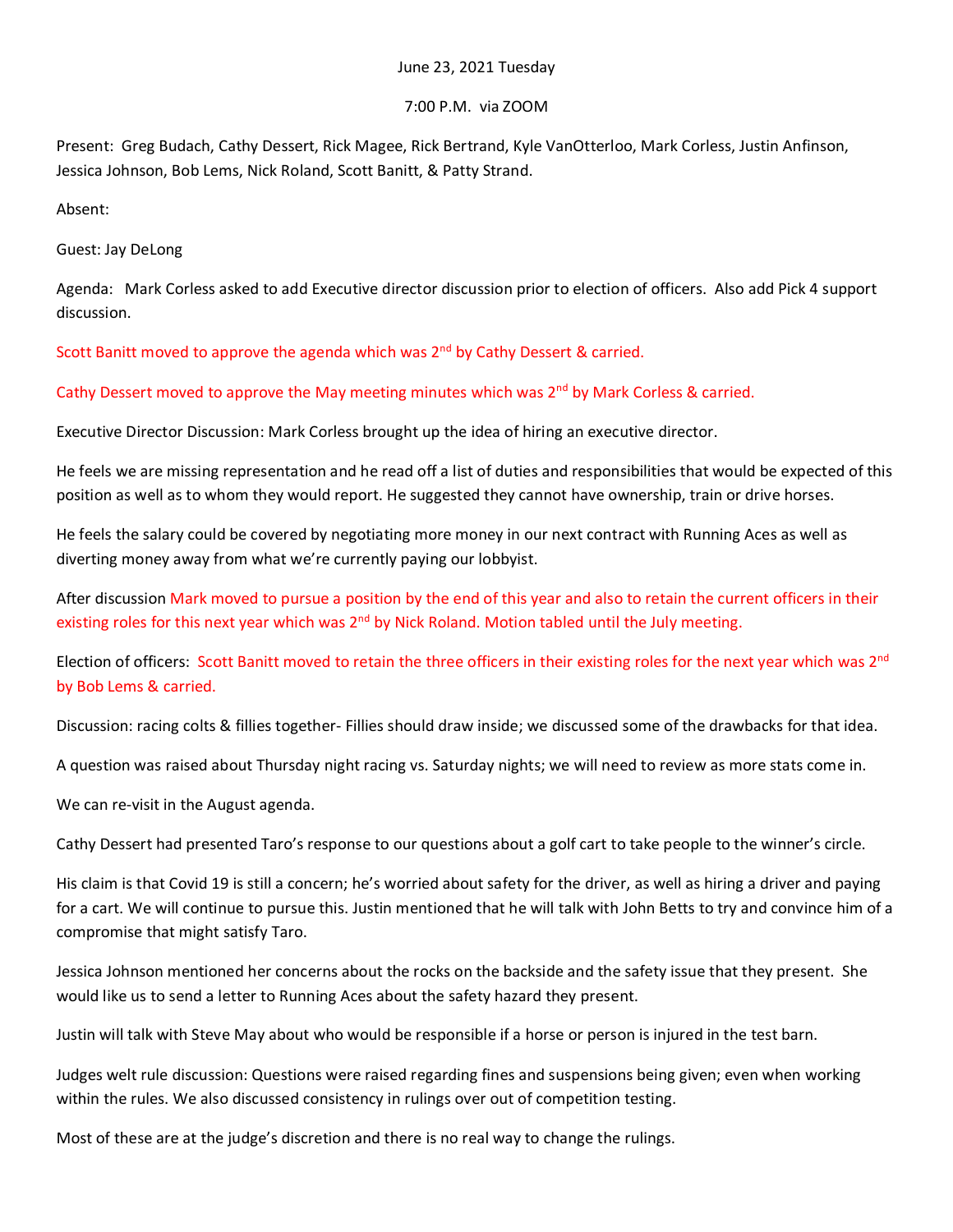June 23, 2021 Tuesday

7:00 P.M. via ZOOM

Present: Greg Budach, Cathy Dessert, Rick Magee, Rick Bertrand, Kyle VanOtterloo, Mark Corless, Justin Anfinson, Jessica Johnson, Bob Lems, Nick Roland, Scott Banitt, & Patty Strand.

Absent:

Guest: Jay DeLong

Agenda: Mark Corless asked to add Executive director discussion prior to election of officers. Also add Pick 4 support discussion.

Scott Banitt moved to approve the agenda which was 2nd by Cathy Dessert & carried.

Cathy Dessert moved to approve the May meeting minutes which was 2nd by Mark Corless & carried.

Executive Director Discussion: Mark Corless brought up the idea of hiring an executive director.

He feels we are missing representation and he read off a list of duties and responsibilities that would be expected of this position as well as to whom they would report. He suggested they cannot have ownership, train or drive horses.

He feels the salary could be covered by negotiating more money in our next contract with Running Aces as well as diverting money away from what we're currently paying our lobbyist.

After discussion Mark moved to pursue a position by the end of this year and also to retain the current officers in their existing roles for this next year which was 2nd by Nick Roland. Motion tabled until the July meeting.

Election of officers: Scott Banitt moved to retain the three officers in their existing roles for the next year which was 2nd by Bob Lems & carried.

Discussion: racing colts & fillies together- Fillies should draw inside; we discussed some of the drawbacks for that idea.

A question was raised about Thursday night racing vs. Saturday nights; we will need to review as more stats come in.

We can re-visit in the August agenda.

Cathy Dessert had presented Taro's response to our questions about a golf cart to take people to the winner's circle.

His claim is that Covid 19 is still a concern; he's worried about safety for the driver, as well as hiring a driver and paying for a cart. We will continue to pursue this. Justin mentioned that he will talk with John Betts to try and convince him of a compromise that might satisfy Taro.

Jessica Johnson mentioned her concerns about the rocks on the backside and the safety issue that they present. She would like us to send a letter to Running Aces about the safety hazard they present.

Justin will talk with Steve May about who would be responsible if a horse or person is injured in the test barn.

Judges welt rule discussion: Questions were raised regarding fines and suspensions being given; even when working within the rules. We also discussed consistency in rulings over out of competition testing.

Most of these are at the judge's discretion and there is no real way to change the rulings.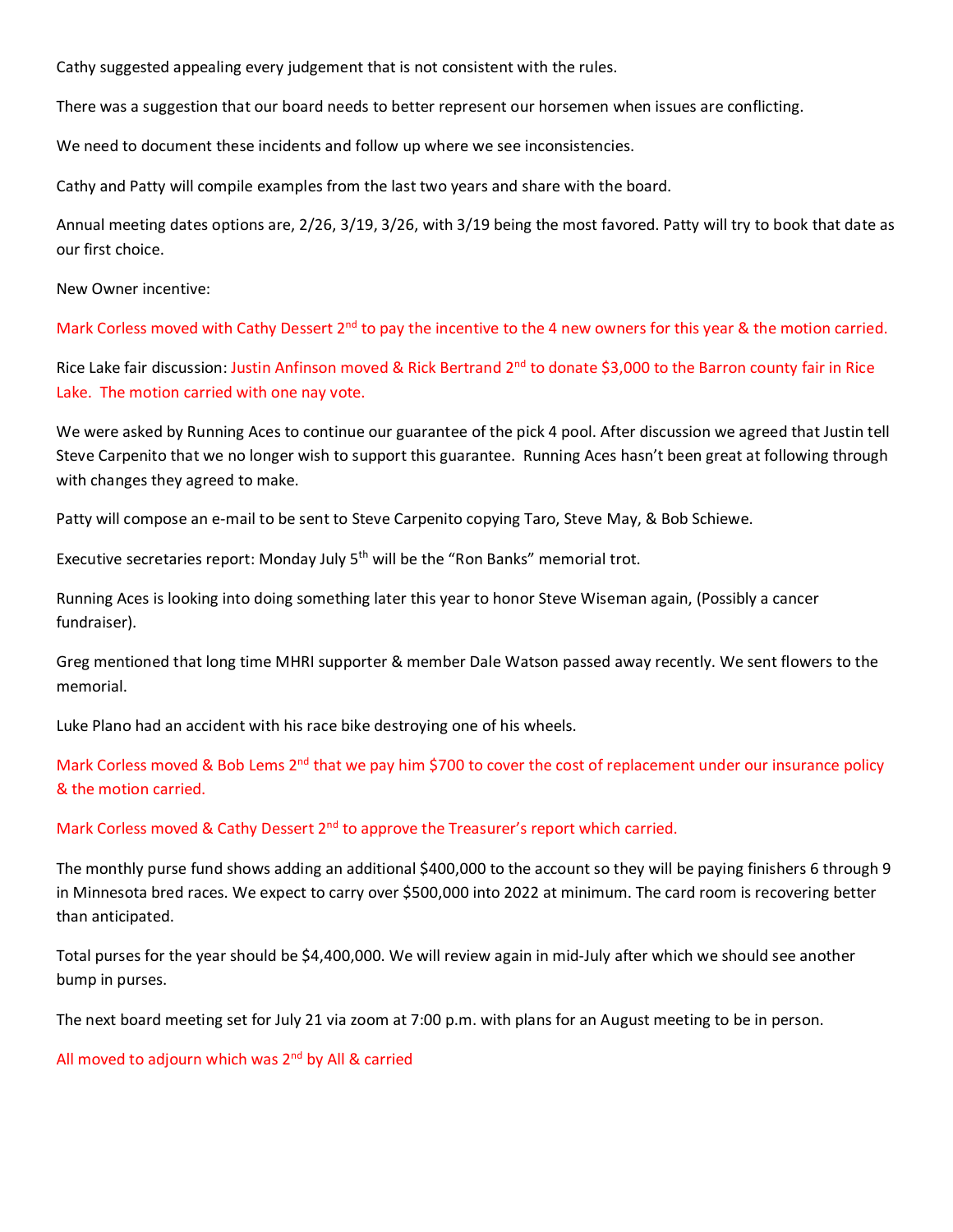Cathy suggested appealing every judgement that is not consistent with the rules.

There was a suggestion that our board needs to better represent our horsemen when issues are conflicting.

We need to document these incidents and follow up where we see inconsistencies.

Cathy and Patty will compile examples from the last two years and share with the board.

Annual meeting dates options are, 2/26, 3/19, 3/26, with 3/19 being the most favored. Patty will try to book that date as our first choice.

New Owner incentive:

Mark Corless moved with Cathy Dessert 2nd to pay the incentive to the 4 new owners for this year & the motion carried.

Rice Lake fair discussion: Justin Anfinson moved & Rick Bertrand 2nd to donate $3,000 to the Barron county fair in Rice Lake. The motion carried with one nay vote.

We were asked by Running Aces to continue our guarantee of the pick 4 pool. After discussion we agreed that Justin tell Steve Carpenito that we no longer wish to support this guarantee. Running Aces hasn't been great at following through with changes they agreed to make.

Patty will compose an e-mail to be sent to Steve Carpenito copying Taro, Steve May, & Bob Schiewe.

Executive secretaries report: Monday July 5th will be the "Ron Banks" memorial trot.

Running Aces is looking into doing something later this year to honor Steve Wiseman again, (Possibly a cancer fundraiser).

Greg mentioned that long time MHRI supporter & member Dale Watson passed away recently. We sent flowers to the memorial.

Luke Plano had an accident with his race bike destroying one of his wheels.

Mark Corless moved & Bob Lems 2nd that we pay him $700 to cover the cost of replacement under our insurance policy & the motion carried.

Mark Corless moved & Cathy Dessert 2nd to approve the Treasurer's report which carried.

The monthly purse fund shows adding an additional $400,000 to the account so they will be paying finishers 6 through 9 in Minnesota bred races. We expect to carry over $500,000 into 2022 at minimum. The card room is recovering better than anticipated.

Total purses for the year should be $4,400,000. We will review again in mid-July after which we should see another bump in purses.

The next board meeting set for July 21 via zoom at 7:00 p.m. with plans for an August meeting to be in person.

All moved to adjourn which was 2nd by All & carried